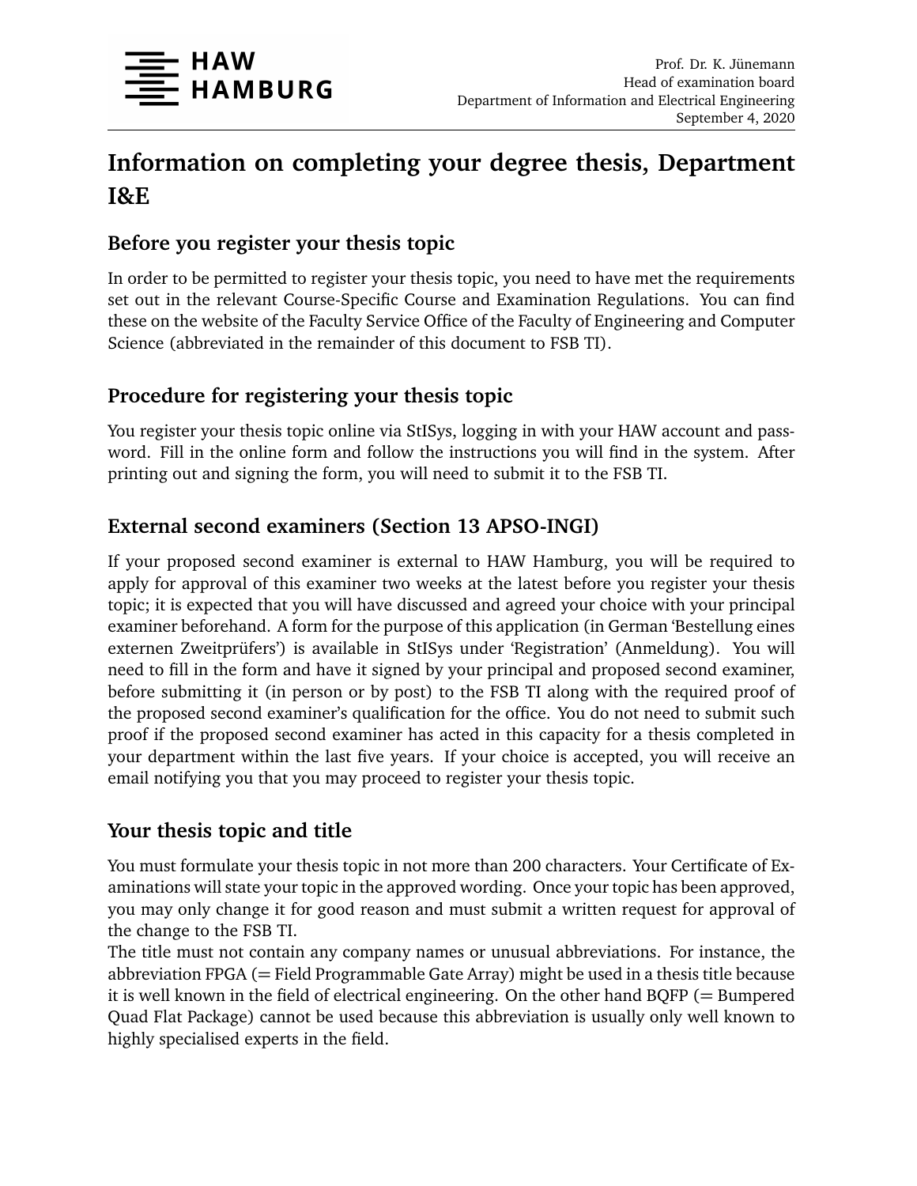HAW HAMBURG

Prof. Dr. K. Jünemann
Head of examination board
Department of Information and Electrical Engineering
September 4, 2020

# Information on completing your degree thesis, Department I&E

## Before you register your thesis topic

In order to be permitted to register your thesis topic, you need to have met the requirements set out in the relevant Course-Specific Course and Examination Regulations. You can find these on the website of the Faculty Service Office of the Faculty of Engineering and Computer Science (abbreviated in the remainder of this document to FSB TI).

## Procedure for registering your thesis topic

You register your thesis topic online via StISys, logging in with your HAW account and password. Fill in the online form and follow the instructions you will find in the system. After printing out and signing the form, you will need to submit it to the FSB TI.

## External second examiners (Section 13 APSO-INGI)

If your proposed second examiner is external to HAW Hamburg, you will be required to apply for approval of this examiner two weeks at the latest before you register your thesis topic; it is expected that you will have discussed and agreed your choice with your principal examiner beforehand. A form for the purpose of this application (in German 'Bestellung eines externen Zweitprüfers') is available in StISys under 'Registration' (Anmeldung). You will need to fill in the form and have it signed by your principal and proposed second examiner, before submitting it (in person or by post) to the FSB TI along with the required proof of the proposed second examiner's qualification for the office. You do not need to submit such proof if the proposed second examiner has acted in this capacity for a thesis completed in your department within the last five years. If your choice is accepted, you will receive an email notifying you that you may proceed to register your thesis topic.

## Your thesis topic and title

You must formulate your thesis topic in not more than 200 characters. Your Certificate of Examinations will state your topic in the approved wording. Once your topic has been approved, you may only change it for good reason and must submit a written request for approval of the change to the FSB TI.
The title must not contain any company names or unusual abbreviations. For instance, the abbreviation FPGA (= Field Programmable Gate Array) might be used in a thesis title because it is well known in the field of electrical engineering. On the other hand BQFP (= Bumpered Quad Flat Package) cannot be used because this abbreviation is usually only well known to highly specialised experts in the field.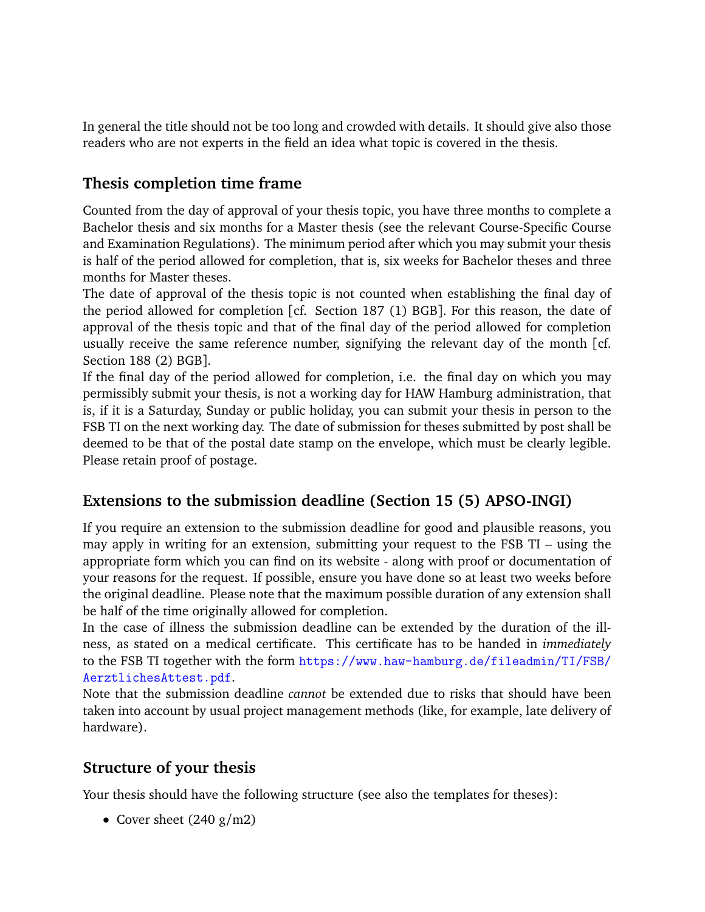In general the title should not be too long and crowded with details. It should give also those readers who are not experts in the field an idea what topic is covered in the thesis.

## Thesis completion time frame

Counted from the day of approval of your thesis topic, you have three months to complete a Bachelor thesis and six months for a Master thesis (see the relevant Course-Specific Course and Examination Regulations). The minimum period after which you may submit your thesis is half of the period allowed for completion, that is, six weeks for Bachelor theses and three months for Master theses.

The date of approval of the thesis topic is not counted when establishing the final day of the period allowed for completion [cf. Section 187 (1) BGB]. For this reason, the date of approval of the thesis topic and that of the final day of the period allowed for completion usually receive the same reference number, signifying the relevant day of the month [cf. Section 188 (2) BGB].

If the final day of the period allowed for completion, i.e. the final day on which you may permissibly submit your thesis, is not a working day for HAW Hamburg administration, that is, if it is a Saturday, Sunday or public holiday, you can submit your thesis in person to the FSB TI on the next working day. The date of submission for theses submitted by post shall be deemed to be that of the postal date stamp on the envelope, which must be clearly legible. Please retain proof of postage.

## Extensions to the submission deadline (Section 15 (5) APSO-INGI)

If you require an extension to the submission deadline for good and plausible reasons, you may apply in writing for an extension, submitting your request to the FSB TI – using the appropriate form which you can find on its website - along with proof or documentation of your reasons for the request. If possible, ensure you have done so at least two weeks before the original deadline. Please note that the maximum possible duration of any extension shall be half of the time originally allowed for completion.

In the case of illness the submission deadline can be extended by the duration of the illness, as stated on a medical certificate. This certificate has to be handed in *immediately* to the FSB TI together with the form https://www.haw-hamburg.de/fileadmin/TI/FSB/AerztlichesAttest.pdf.

Note that the submission deadline *cannot* be extended due to risks that should have been taken into account by usual project management methods (like, for example, late delivery of hardware).

## Structure of your thesis

Your thesis should have the following structure (see also the templates for theses):

- Cover sheet (240 g/m2)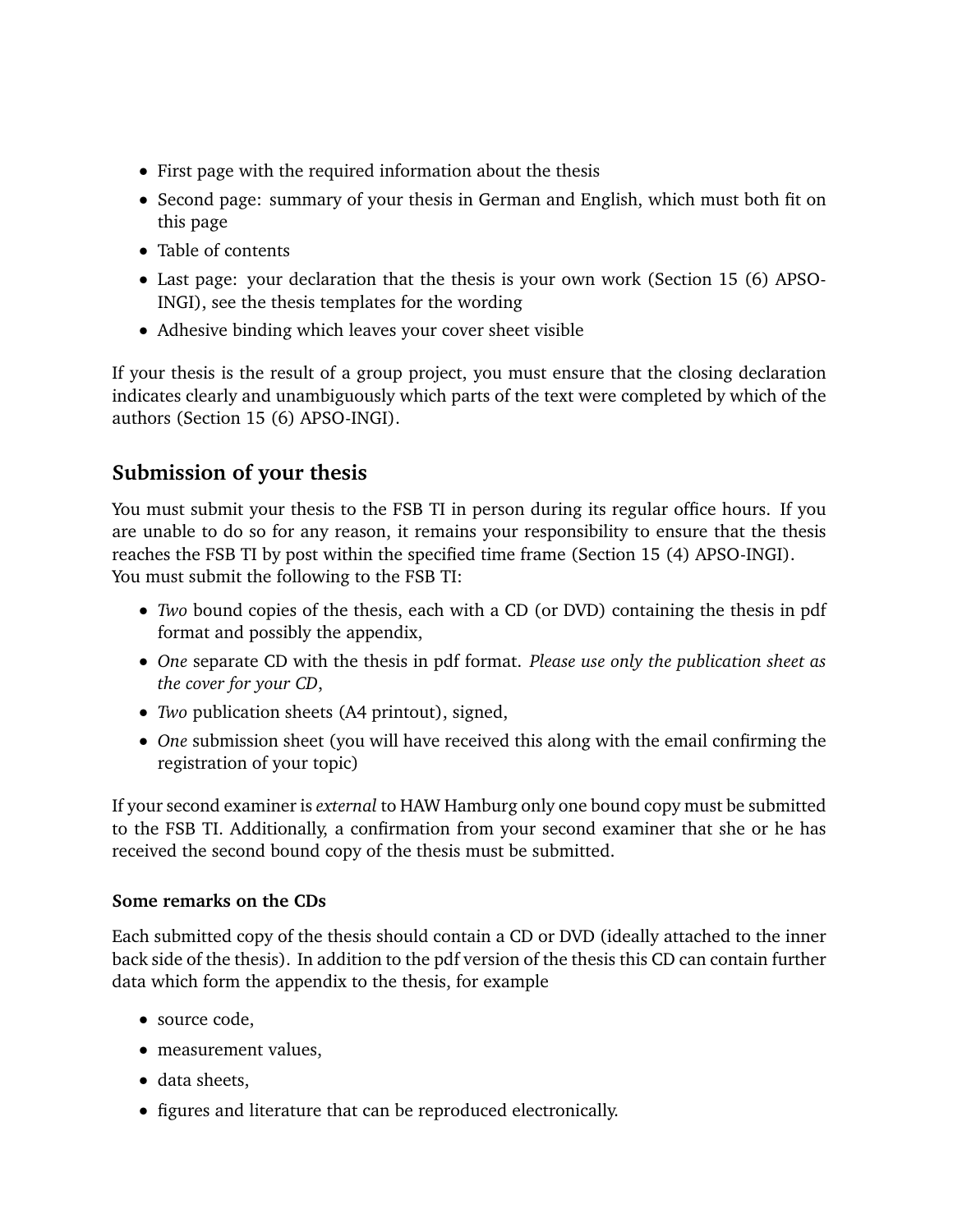- First page with the required information about the thesis
- Second page: summary of your thesis in German and English, which must both fit on this page
- Table of contents
- Last page: your declaration that the thesis is your own work (Section 15 (6) APSO-INGI), see the thesis templates for the wording
- Adhesive binding which leaves your cover sheet visible

If your thesis is the result of a group project, you must ensure that the closing declaration indicates clearly and unambiguously which parts of the text were completed by which of the authors (Section 15 (6) APSO-INGI).

## Submission of your thesis

You must submit your thesis to the FSB TI in person during its regular office hours. If you are unable to do so for any reason, it remains your responsibility to ensure that the thesis reaches the FSB TI by post within the specified time frame (Section 15 (4) APSO-INGI).
You must submit the following to the FSB TI:

- *Two* bound copies of the thesis, each with a CD (or DVD) containing the thesis in pdf format and possibly the appendix,
- *One* separate CD with the thesis in pdf format. *Please use only the publication sheet as the cover for your CD*,
- *Two* publication sheets (A4 printout), signed,
- *One* submission sheet (you will have received this along with the email confirming the registration of your topic)

If your second examiner is *external* to HAW Hamburg only one bound copy must be submitted to the FSB TI. Additionally, a confirmation from your second examiner that she or he has received the second bound copy of the thesis must be submitted.

### Some remarks on the CDs

Each submitted copy of the thesis should contain a CD or DVD (ideally attached to the inner back side of the thesis). In addition to the pdf version of the thesis this CD can contain further data which form the appendix to the thesis, for example

- source code,
- measurement values,
- data sheets,
- figures and literature that can be reproduced electronically.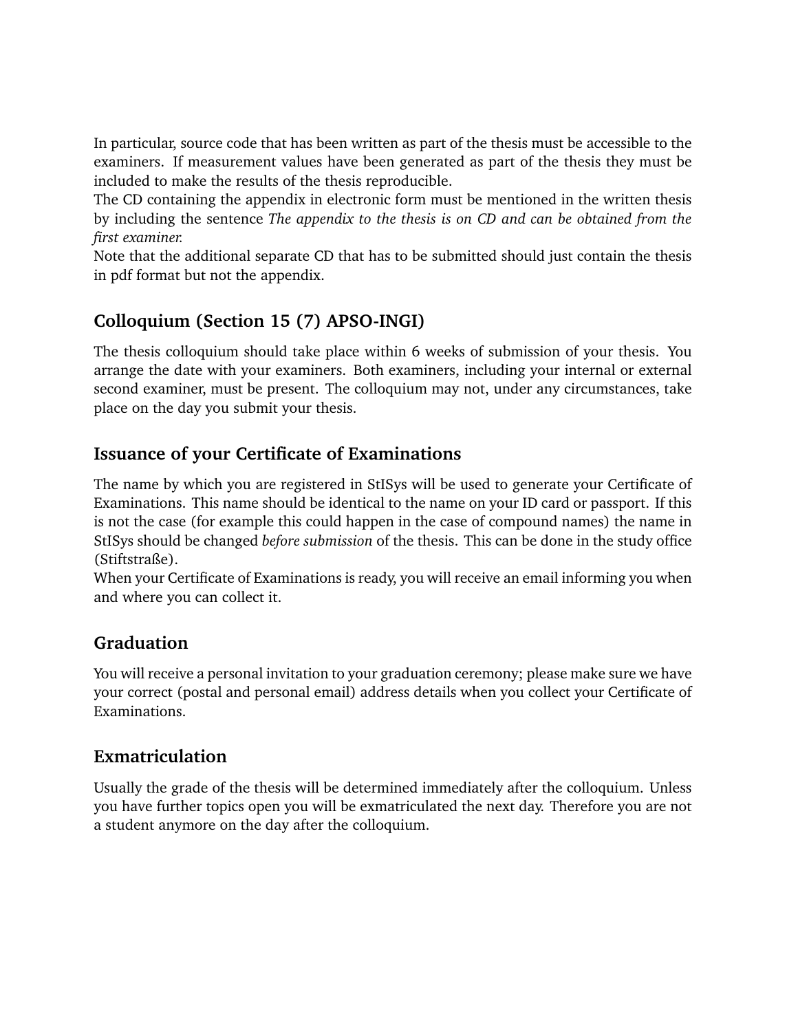In particular, source code that has been written as part of the thesis must be accessible to the examiners. If measurement values have been generated as part of the thesis they must be included to make the results of the thesis reproducible.
The CD containing the appendix in electronic form must be mentioned in the written thesis by including the sentence *The appendix to the thesis is on CD and can be obtained from the first examiner.*
Note that the additional separate CD that has to be submitted should just contain the thesis in pdf format but not the appendix.

## Colloquium (Section 15 (7) APSO-INGI)

The thesis colloquium should take place within 6 weeks of submission of your thesis. You arrange the date with your examiners. Both examiners, including your internal or external second examiner, must be present. The colloquium may not, under any circumstances, take place on the day you submit your thesis.

## Issuance of your Certificate of Examinations

The name by which you are registered in StISys will be used to generate your Certificate of Examinations. This name should be identical to the name on your ID card or passport. If this is not the case (for example this could happen in the case of compound names) the name in StISys should be changed *before submission* of the thesis. This can be done in the study office (Stiftstraße).
When your Certificate of Examinations is ready, you will receive an email informing you when and where you can collect it.

## Graduation

You will receive a personal invitation to your graduation ceremony; please make sure we have your correct (postal and personal email) address details when you collect your Certificate of Examinations.

## Exmatriculation

Usually the grade of the thesis will be determined immediately after the colloquium. Unless you have further topics open you will be exmatriculated the next day. Therefore you are not a student anymore on the day after the colloquium.